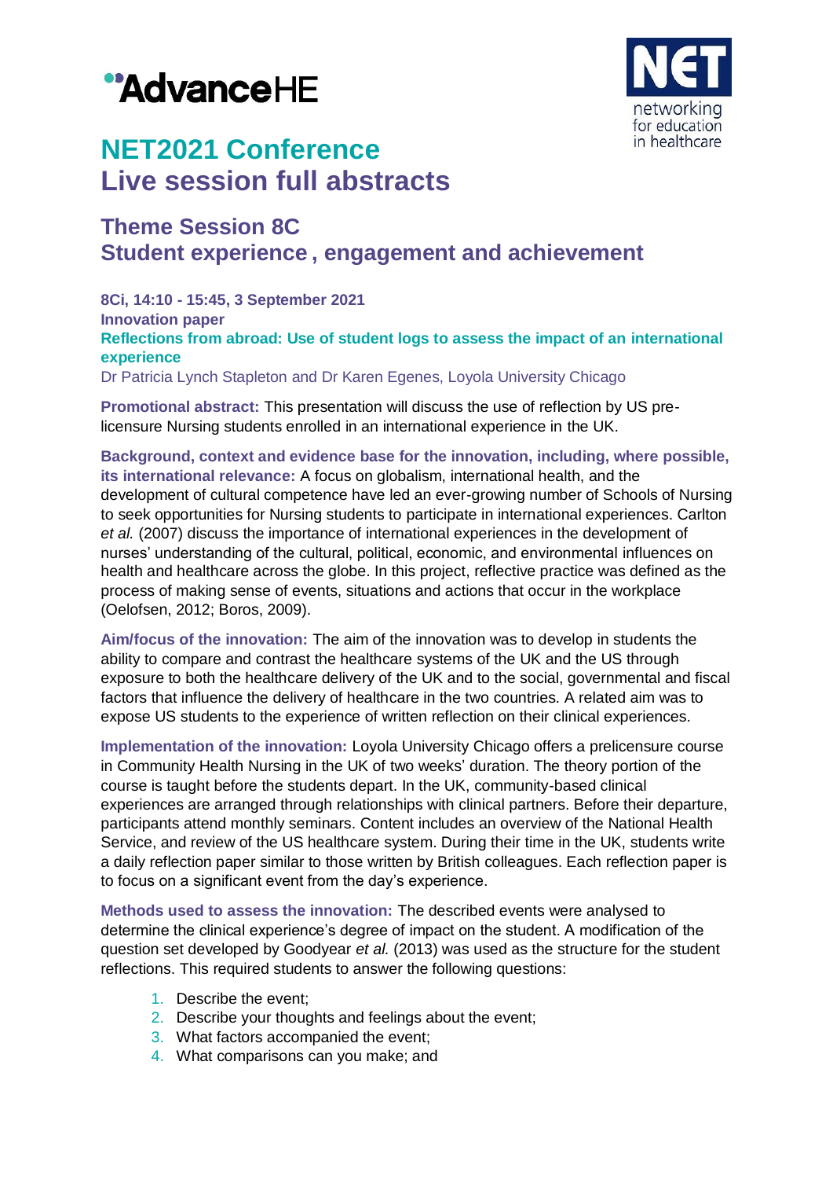# NET2021 Conference
# Live session full abstracts

## Theme Session 8C
## Student experience , engagement and achievement

**8Ci, 14:10 - 15:45, 3 September 2021**
**Innovation paper**
**Reflections from abroad: Use of student logs to assess the impact of an international experience**
Dr Patricia Lynch Stapleton and Dr Karen Egenes, Loyola University Chicago

**Promotional abstract:** This presentation will discuss the use of reflection by US pre-licensure Nursing students enrolled in an international experience in the UK.

**Background, context and evidence base for the innovation, including, where possible, its international relevance:** A focus on globalism, international health, and the development of cultural competence have led an ever-growing number of Schools of Nursing to seek opportunities for Nursing students to participate in international experiences. Carlton *et al.* (2007) discuss the importance of international experiences in the development of nurses' understanding of the cultural, political, economic, and environmental influences on health and healthcare across the globe. In this project, reflective practice was defined as the process of making sense of events, situations and actions that occur in the workplace (Oelofsen, 2012; Boros, 2009).

**Aim/focus of the innovation:** The aim of the innovation was to develop in students the ability to compare and contrast the healthcare systems of the UK and the US through exposure to both the healthcare delivery of the UK and to the social, governmental and fiscal factors that influence the delivery of healthcare in the two countries. A related aim was to expose US students to the experience of written reflection on their clinical experiences.

**Implementation of the innovation:** Loyola University Chicago offers a prelicensure course in Community Health Nursing in the UK of two weeks' duration. The theory portion of the course is taught before the students depart. In the UK, community-based clinical experiences are arranged through relationships with clinical partners. Before their departure, participants attend monthly seminars. Content includes an overview of the National Health Service, and review of the US healthcare system. During their time in the UK, students write a daily reflection paper similar to those written by British colleagues. Each reflection paper is to focus on a significant event from the day's experience.

**Methods used to assess the innovation:** The described events were analysed to determine the clinical experience's degree of impact on the student. A modification of the question set developed by Goodyear *et al.* (2013) was used as the structure for the student reflections. This required students to answer the following questions:

1. Describe the event;
2. Describe your thoughts and feelings about the event;
3. What factors accompanied the event;
4. What comparisons can you make; and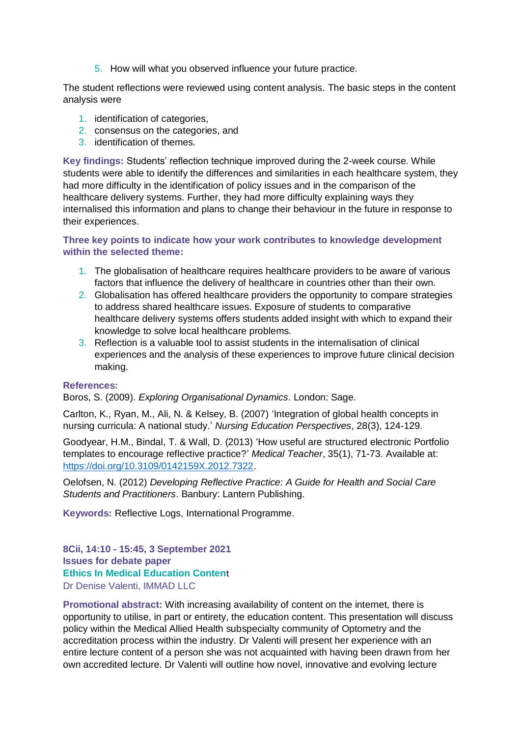5. How will what you observed influence your future practice.

The student reflections were reviewed using content analysis. The basic steps in the content analysis were

1. identification of categories,
2. consensus on the categories, and
3. identification of themes.

**Key findings:** Students' reflection technique improved during the 2-week course. While students were able to identify the differences and similarities in each healthcare system, they had more difficulty in the identification of policy issues and in the comparison of the healthcare delivery systems. Further, they had more difficulty explaining ways they internalised this information and plans to change their behaviour in the future in response to their experiences.

**Three key points to indicate how your work contributes to knowledge development within the selected theme:**

1. The globalisation of healthcare requires healthcare providers to be aware of various factors that influence the delivery of healthcare in countries other than their own.
2. Globalisation has offered healthcare providers the opportunity to compare strategies to address shared healthcare issues. Exposure of students to comparative healthcare delivery systems offers students added insight with which to expand their knowledge to solve local healthcare problems.
3. Reflection is a valuable tool to assist students in the internalisation of clinical experiences and the analysis of these experiences to improve future clinical decision making.

**References:**

Boros, S. (2009). *Exploring Organisational Dynamics*. London: Sage.

Carlton, K., Ryan, M., Ali, N. & Kelsey, B. (2007) 'Integration of global health concepts in nursing curricula: A national study.' *Nursing Education Perspectives*, 28(3), 124-129.

Goodyear, H.M., Bindal, T. & Wall, D. (2013) 'How useful are structured electronic Portfolio templates to encourage reflective practice?' *Medical Teacher*, 35(1), 71-73. Available at: https://doi.org/10.3109/0142159X.2012.7322.

Oelofsen, N. (2012) *Developing Reflective Practice: A Guide for Health and Social Care Students and Practitioners*. Banbury: Lantern Publishing.

**Keywords:** Reflective Logs, International Programme.

**8Cii, 14:10 - 15:45, 3 September 2021**
**Issues for debate paper**

## Ethics In Medical Education Content

Dr Denise Valenti, IMMAD LLC

**Promotional abstract:** With increasing availability of content on the internet, there is opportunity to utilise, in part or entirety, the education content. This presentation will discuss policy within the Medical Allied Health subspecialty community of Optometry and the accreditation process within the industry. Dr Valenti will present her experience with an entire lecture content of a person she was not acquainted with having been drawn from her own accredited lecture. Dr Valenti will outline how novel, innovative and evolving lecture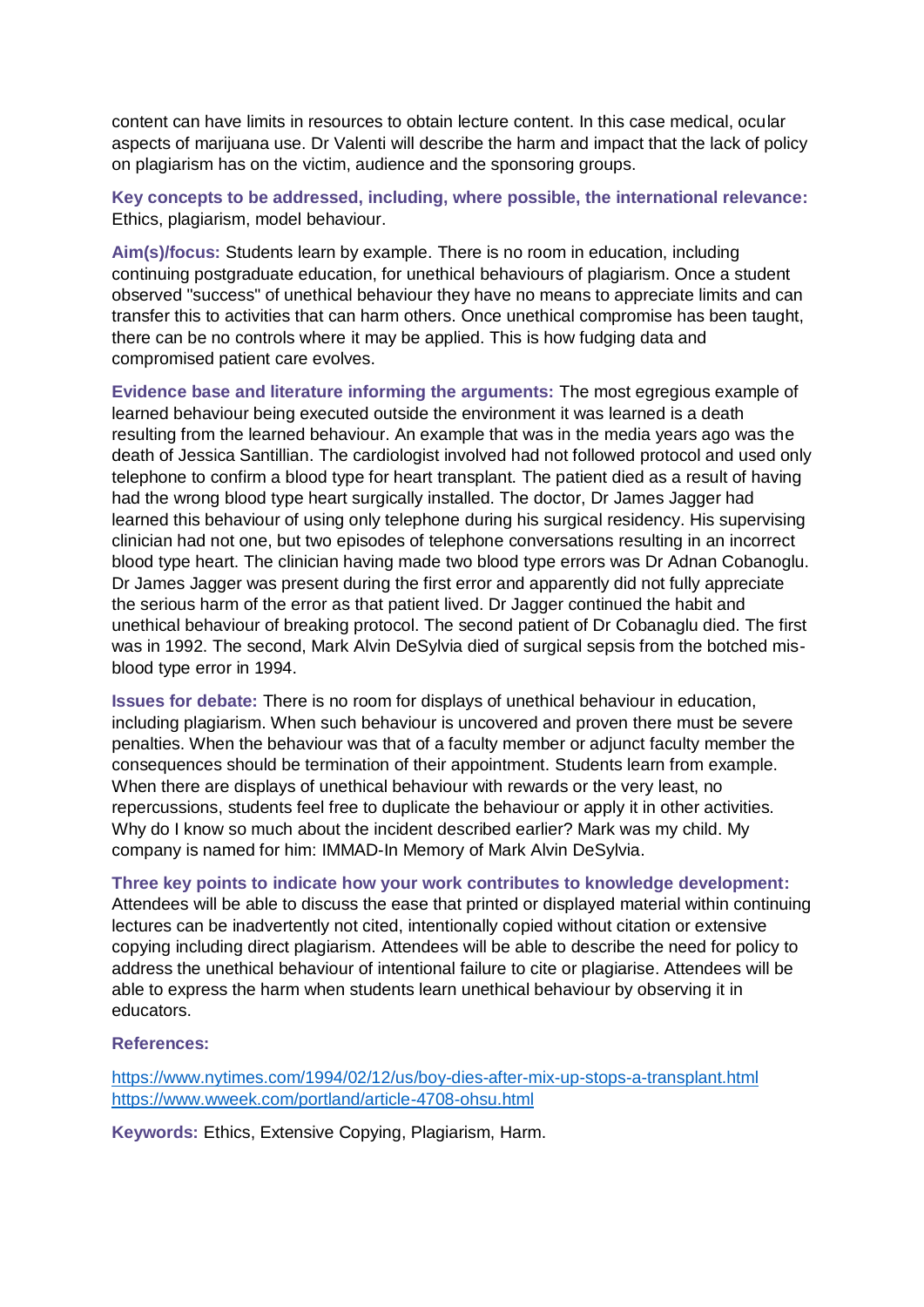content can have limits in resources to obtain lecture content. In this case medical, ocular aspects of marijuana use. Dr Valenti will describe the harm and impact that the lack of policy on plagiarism has on the victim, audience and the sponsoring groups.

**Key concepts to be addressed, including, where possible, the international relevance:** Ethics, plagiarism, model behaviour.

**Aim(s)/focus:** Students learn by example. There is no room in education, including continuing postgraduate education, for unethical behaviours of plagiarism. Once a student observed "success" of unethical behaviour they have no means to appreciate limits and can transfer this to activities that can harm others. Once unethical compromise has been taught, there can be no controls where it may be applied. This is how fudging data and compromised patient care evolves.

**Evidence base and literature informing the arguments:** The most egregious example of learned behaviour being executed outside the environment it was learned is a death resulting from the learned behaviour. An example that was in the media years ago was the death of Jessica Santillian. The cardiologist involved had not followed protocol and used only telephone to confirm a blood type for heart transplant. The patient died as a result of having had the wrong blood type heart surgically installed. The doctor, Dr James Jagger had learned this behaviour of using only telephone during his surgical residency. His supervising clinician had not one, but two episodes of telephone conversations resulting in an incorrect blood type heart. The clinician having made two blood type errors was Dr Adnan Cobanoglu. Dr James Jagger was present during the first error and apparently did not fully appreciate the serious harm of the error as that patient lived. Dr Jagger continued the habit and unethical behaviour of breaking protocol. The second patient of Dr Cobanaglu died. The first was in 1992. The second, Mark Alvin DeSylvia died of surgical sepsis from the botched mis-blood type error in 1994.

**Issues for debate:** There is no room for displays of unethical behaviour in education, including plagiarism. When such behaviour is uncovered and proven there must be severe penalties. When the behaviour was that of a faculty member or adjunct faculty member the consequences should be termination of their appointment. Students learn from example. When there are displays of unethical behaviour with rewards or the very least, no repercussions, students feel free to duplicate the behaviour or apply it in other activities. Why do I know so much about the incident described earlier? Mark was my child. My company is named for him: IMMAD-In Memory of Mark Alvin DeSylvia.

**Three key points to indicate how your work contributes to knowledge development:** Attendees will be able to discuss the ease that printed or displayed material within continuing lectures can be inadvertently not cited, intentionally copied without citation or extensive copying including direct plagiarism. Attendees will be able to describe the need for policy to address the unethical behaviour of intentional failure to cite or plagiarise. Attendees will be able to express the harm when students learn unethical behaviour by observing it in educators.

**References:**

https://www.nytimes.com/1994/02/12/us/boy-dies-after-mix-up-stops-a-transplant.html
https://www.wweek.com/portland/article-4708-ohsu.html

**Keywords:** Ethics, Extensive Copying, Plagiarism, Harm.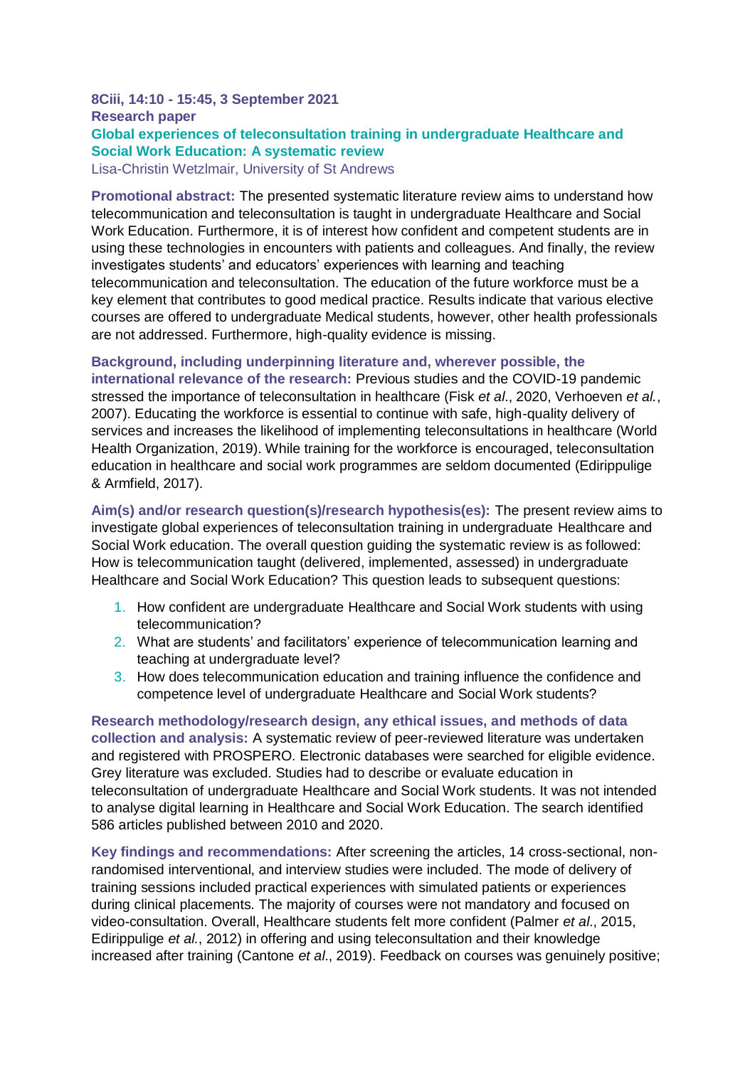**8Ciii, 14:10 - 15:45, 3 September 2021**
**Research paper**

## Global experiences of teleconsultation training in undergraduate Healthcare and Social Work Education: A systematic review

Lisa-Christin Wetzlmair, University of St Andrews

**Promotional abstract:** The presented systematic literature review aims to understand how telecommunication and teleconsultation is taught in undergraduate Healthcare and Social Work Education. Furthermore, it is of interest how confident and competent students are in using these technologies in encounters with patients and colleagues. And finally, the review investigates students' and educators' experiences with learning and teaching telecommunication and teleconsultation. The education of the future workforce must be a key element that contributes to good medical practice. Results indicate that various elective courses are offered to undergraduate Medical students, however, other health professionals are not addressed. Furthermore, high-quality evidence is missing.

**Background, including underpinning literature and, wherever possible, the international relevance of the research:** Previous studies and the COVID-19 pandemic stressed the importance of teleconsultation in healthcare (Fisk *et al*., 2020, Verhoeven *et al.*, 2007). Educating the workforce is essential to continue with safe, high-quality delivery of services and increases the likelihood of implementing teleconsultations in healthcare (World Health Organization, 2019). While training for the workforce is encouraged, teleconsultation education in healthcare and social work programmes are seldom documented (Edirippulige & Armfield, 2017).

**Aim(s) and/or research question(s)/research hypothesis(es):** The present review aims to investigate global experiences of teleconsultation training in undergraduate Healthcare and Social Work education. The overall question guiding the systematic review is as followed: How is telecommunication taught (delivered, implemented, assessed) in undergraduate Healthcare and Social Work Education? This question leads to subsequent questions:

1. How confident are undergraduate Healthcare and Social Work students with using telecommunication?
2. What are students' and facilitators' experience of telecommunication learning and teaching at undergraduate level?
3. How does telecommunication education and training influence the confidence and competence level of undergraduate Healthcare and Social Work students?

**Research methodology/research design, any ethical issues, and methods of data collection and analysis:** A systematic review of peer-reviewed literature was undertaken and registered with PROSPERO. Electronic databases were searched for eligible evidence. Grey literature was excluded. Studies had to describe or evaluate education in teleconsultation of undergraduate Healthcare and Social Work students. It was not intended to analyse digital learning in Healthcare and Social Work Education. The search identified 586 articles published between 2010 and 2020.

**Key findings and recommendations:** After screening the articles, 14 cross-sectional, non-randomised interventional, and interview studies were included. The mode of delivery of training sessions included practical experiences with simulated patients or experiences during clinical placements. The majority of courses were not mandatory and focused on video-consultation. Overall, Healthcare students felt more confident (Palmer *et al*., 2015, Edirippulige *et al.*, 2012) in offering and using teleconsultation and their knowledge increased after training (Cantone *et al*., 2019). Feedback on courses was genuinely positive;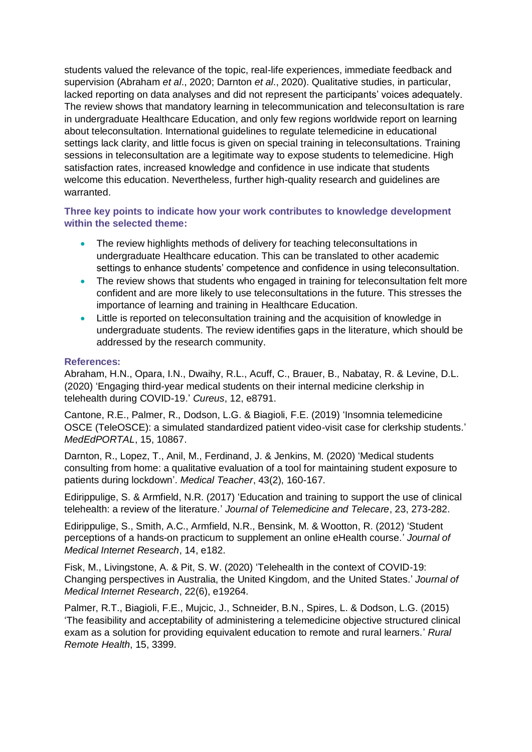students valued the relevance of the topic, real-life experiences, immediate feedback and supervision (Abraham *et al*., 2020; Darnton *et al*., 2020). Qualitative studies, in particular, lacked reporting on data analyses and did not represent the participants' voices adequately. The review shows that mandatory learning in telecommunication and teleconsultation is rare in undergraduate Healthcare Education, and only few regions worldwide report on learning about teleconsultation. International guidelines to regulate telemedicine in educational settings lack clarity, and little focus is given on special training in teleconsultations. Training sessions in teleconsultation are a legitimate way to expose students to telemedicine. High satisfaction rates, increased knowledge and confidence in use indicate that students welcome this education. Nevertheless, further high-quality research and guidelines are warranted.

**Three key points to indicate how your work contributes to knowledge development within the selected theme:**

- The review highlights methods of delivery for teaching teleconsultations in undergraduate Healthcare education. This can be translated to other academic settings to enhance students' competence and confidence in using teleconsultation.
- The review shows that students who engaged in training for teleconsultation felt more confident and are more likely to use teleconsultations in the future. This stresses the importance of learning and training in Healthcare Education.
- Little is reported on teleconsultation training and the acquisition of knowledge in undergraduate students. The review identifies gaps in the literature, which should be addressed by the research community.

**References:**

Abraham, H.N., Opara, I.N., Dwaihy, R.L., Acuff, C., Brauer, B., Nabatay, R. & Levine, D.L. (2020) 'Engaging third-year medical students on their internal medicine clerkship in telehealth during COVID-19.' *Cureus*, 12, e8791.

Cantone, R.E., Palmer, R., Dodson, L.G. & Biagioli, F.E. (2019) 'Insomnia telemedicine OSCE (TeleOSCE): a simulated standardized patient video-visit case for clerkship students.' *MedEdPORTAL*, 15, 10867.

Darnton, R., Lopez, T., Anil, M., Ferdinand, J. & Jenkins, M. (2020) 'Medical students consulting from home: a qualitative evaluation of a tool for maintaining student exposure to patients during lockdown'. *Medical Teacher*, 43(2), 160-167.

Edirippulige, S. & Armfield, N.R. (2017) 'Education and training to support the use of clinical telehealth: a review of the literature.' *Journal of Telemedicine and Telecare*, 23, 273-282.

Edirippulige, S., Smith, A.C., Armfield, N.R., Bensink, M. & Wootton, R. (2012) 'Student perceptions of a hands-on practicum to supplement an online eHealth course.' *Journal of Medical Internet Research*, 14, e182.

Fisk, M., Livingstone, A. & Pit, S. W. (2020) 'Telehealth in the context of COVID-19: Changing perspectives in Australia, the United Kingdom, and the United States.' *Journal of Medical Internet Research*, 22(6), e19264.

Palmer, R.T., Biagioli, F.E., Mujcic, J., Schneider, B.N., Spires, L. & Dodson, L.G. (2015) 'The feasibility and acceptability of administering a telemedicine objective structured clinical exam as a solution for providing equivalent education to remote and rural learners.' *Rural Remote Health*, 15, 3399.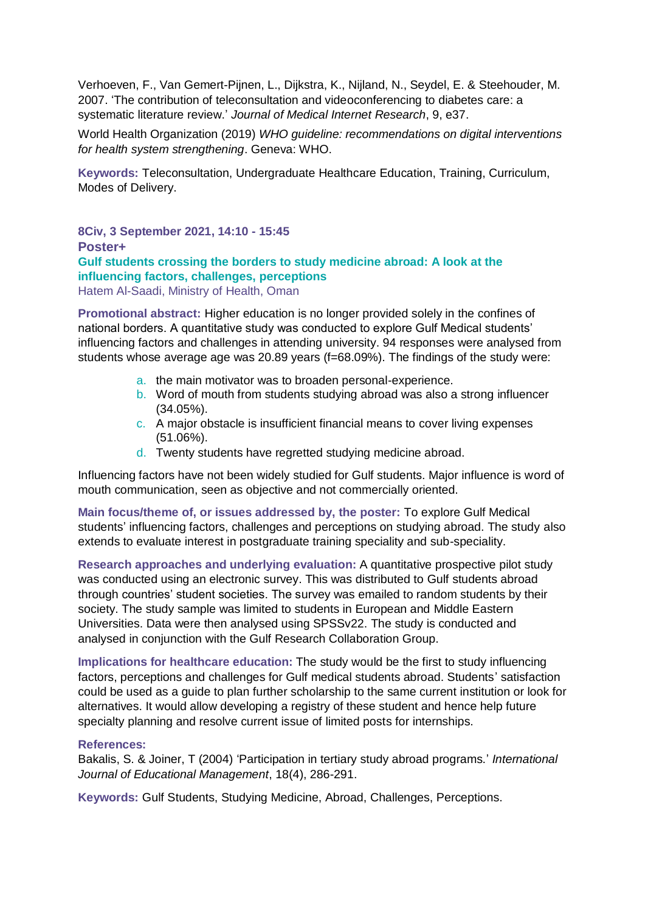Verhoeven, F., Van Gemert-Pijnen, L., Dijkstra, K., Nijland, N., Seydel, E. & Steehouder, M. 2007. 'The contribution of teleconsultation and videoconferencing to diabetes care: a systematic literature review.' *Journal of Medical Internet Research*, 9, e37.

World Health Organization (2019) *WHO guideline: recommendations on digital interventions for health system strengthening*. Geneva: WHO.

**Keywords:** Teleconsultation, Undergraduate Healthcare Education, Training, Curriculum, Modes of Delivery.

**8Civ, 3 September 2021, 14:10 - 15:45**

**Poster+**

## Gulf students crossing the borders to study medicine abroad: A look at the influencing factors, challenges, perceptions

Hatem Al-Saadi, Ministry of Health, Oman

**Promotional abstract:** Higher education is no longer provided solely in the confines of national borders. A quantitative study was conducted to explore Gulf Medical students' influencing factors and challenges in attending university. 94 responses were analysed from students whose average age was 20.89 years (f=68.09%). The findings of the study were:

a. the main motivator was to broaden personal-experience.
b. Word of mouth from students studying abroad was also a strong influencer (34.05%).
c. A major obstacle is insufficient financial means to cover living expenses (51.06%).
d. Twenty students have regretted studying medicine abroad.

Influencing factors have not been widely studied for Gulf students. Major influence is word of mouth communication, seen as objective and not commercially oriented.

**Main focus/theme of, or issues addressed by, the poster:** To explore Gulf Medical students' influencing factors, challenges and perceptions on studying abroad. The study also extends to evaluate interest in postgraduate training speciality and sub-speciality.

**Research approaches and underlying evaluation:** A quantitative prospective pilot study was conducted using an electronic survey. This was distributed to Gulf students abroad through countries' student societies. The survey was emailed to random students by their society. The study sample was limited to students in European and Middle Eastern Universities. Data were then analysed using SPSSv22. The study is conducted and analysed in conjunction with the Gulf Research Collaboration Group.

**Implications for healthcare education:** The study would be the first to study influencing factors, perceptions and challenges for Gulf medical students abroad. Students' satisfaction could be used as a guide to plan further scholarship to the same current institution or look for alternatives. It would allow developing a registry of these student and hence help future specialty planning and resolve current issue of limited posts for internships.

**References:**

Bakalis, S. & Joiner, T (2004) 'Participation in tertiary study abroad programs.' *International Journal of Educational Management*, 18(4), 286-291.

**Keywords:** Gulf Students, Studying Medicine, Abroad, Challenges, Perceptions.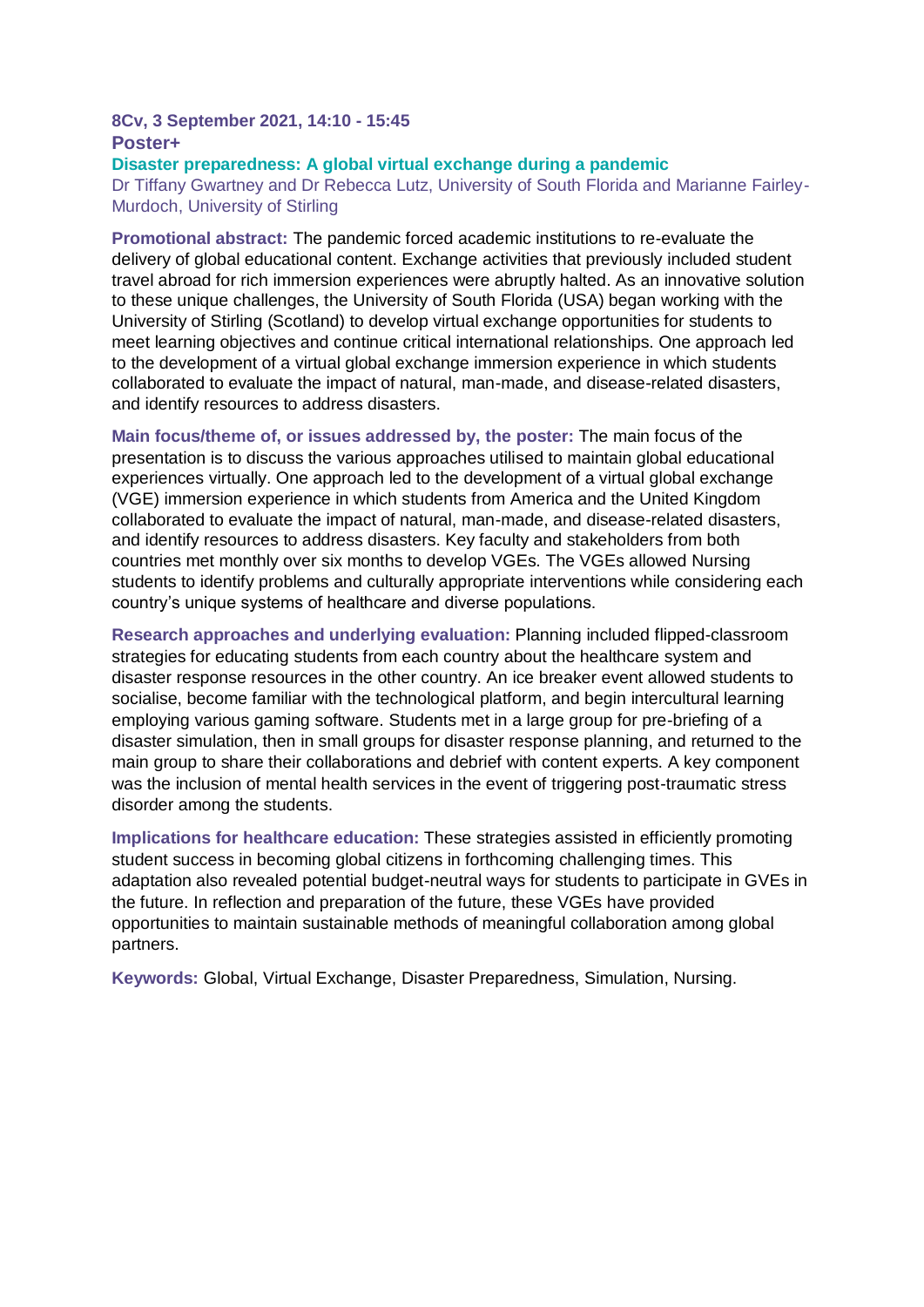**8Cv, 3 September 2021, 14:10 - 15:45**

**Poster+**

### Disaster preparedness: A global virtual exchange during a pandemic

Dr Tiffany Gwartney and Dr Rebecca Lutz, University of South Florida and Marianne Fairley-Murdoch, University of Stirling

**Promotional abstract:** The pandemic forced academic institutions to re-evaluate the delivery of global educational content. Exchange activities that previously included student travel abroad for rich immersion experiences were abruptly halted. As an innovative solution to these unique challenges, the University of South Florida (USA) began working with the University of Stirling (Scotland) to develop virtual exchange opportunities for students to meet learning objectives and continue critical international relationships. One approach led to the development of a virtual global exchange immersion experience in which students collaborated to evaluate the impact of natural, man-made, and disease-related disasters, and identify resources to address disasters.

**Main focus/theme of, or issues addressed by, the poster:** The main focus of the presentation is to discuss the various approaches utilised to maintain global educational experiences virtually. One approach led to the development of a virtual global exchange (VGE) immersion experience in which students from America and the United Kingdom collaborated to evaluate the impact of natural, man-made, and disease-related disasters, and identify resources to address disasters. Key faculty and stakeholders from both countries met monthly over six months to develop VGEs. The VGEs allowed Nursing students to identify problems and culturally appropriate interventions while considering each country's unique systems of healthcare and diverse populations.

**Research approaches and underlying evaluation:** Planning included flipped-classroom strategies for educating students from each country about the healthcare system and disaster response resources in the other country. An ice breaker event allowed students to socialise, become familiar with the technological platform, and begin intercultural learning employing various gaming software. Students met in a large group for pre-briefing of a disaster simulation, then in small groups for disaster response planning, and returned to the main group to share their collaborations and debrief with content experts. A key component was the inclusion of mental health services in the event of triggering post-traumatic stress disorder among the students.

**Implications for healthcare education:** These strategies assisted in efficiently promoting student success in becoming global citizens in forthcoming challenging times. This adaptation also revealed potential budget-neutral ways for students to participate in GVEs in the future. In reflection and preparation of the future, these VGEs have provided opportunities to maintain sustainable methods of meaningful collaboration among global partners.

**Keywords:** Global, Virtual Exchange, Disaster Preparedness, Simulation, Nursing.